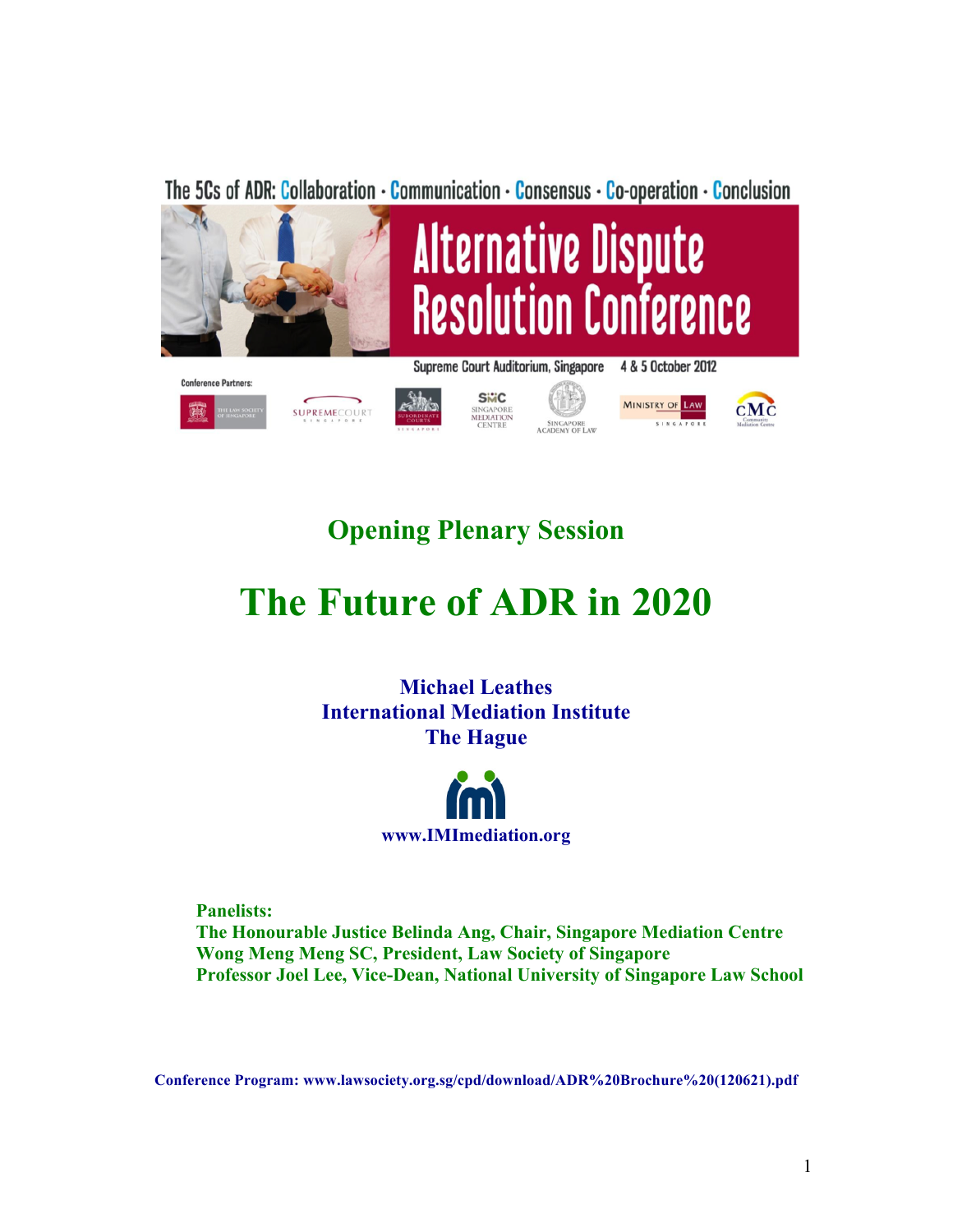The 5Cs of ADR: Collaboration · Communication · Consensus · Co-operation · Conclusion

# Alternative Dispute Resolution Conference

Supreme Court Auditorium, Singapore 4 & 5 October 2012

Conference Partners: The Law Society of Singapore · Supreme Court Singapore · Subordinate Courts Singapore · Singapore Mediation Centre · Singapore Academy of Law · Ministry of Law Singapore · Community Mediation Centre

## Opening Plenary Session

# The Future of ADR in 2020

**Michael Leathes**
**International Mediation Institute**
**The Hague**

**www.IMImediation.org**

**Panelists:**
**The Honourable Justice Belinda Ang, Chair, Singapore Mediation Centre**
**Wong Meng Meng SC, President, Law Society of Singapore**
**Professor Joel Lee, Vice-Dean, National University of Singapore Law School**

**Conference Program: www.lawsociety.org.sg/cpd/download/ADR%20Brochure%20(120621).pdf**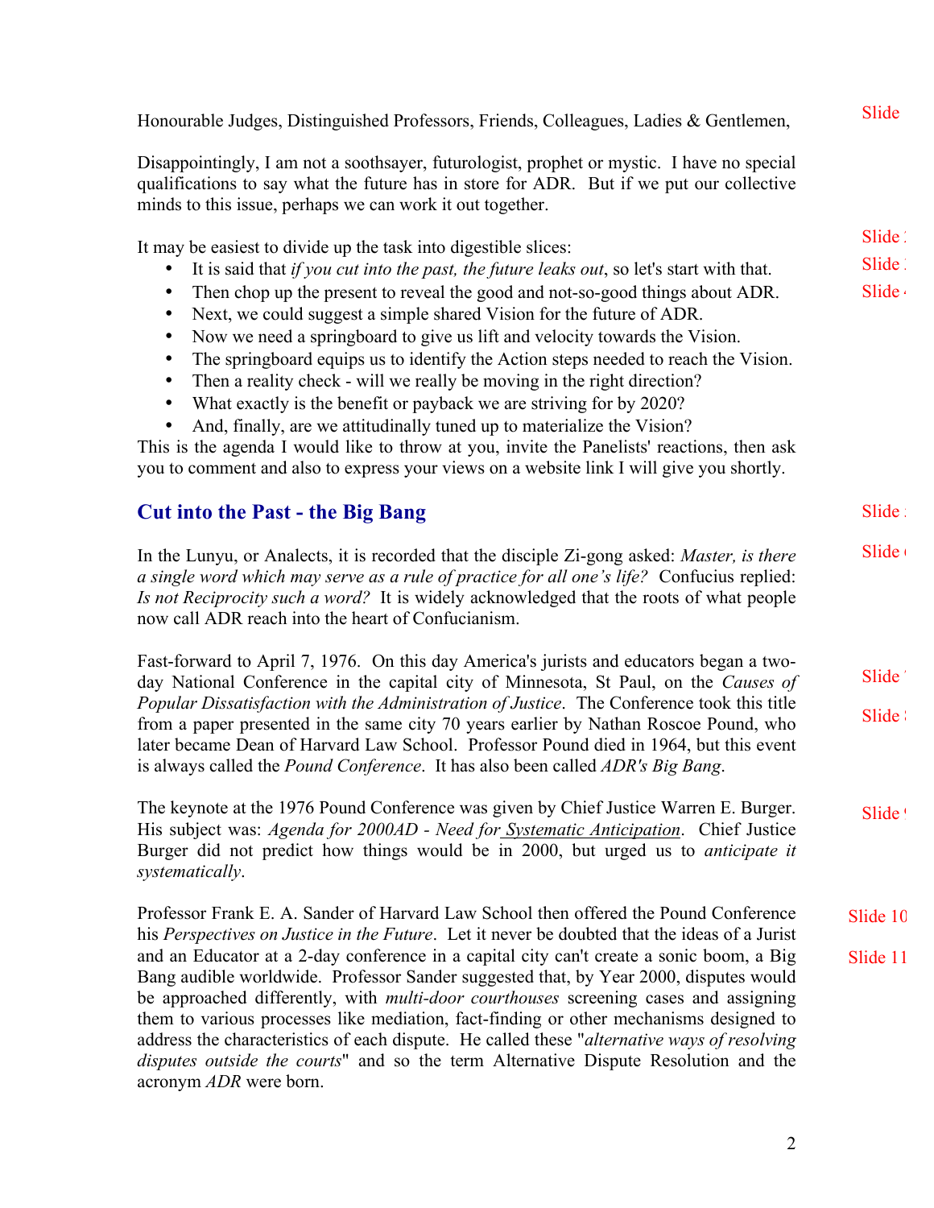Honourable Judges, Distinguished Professors, Friends, Colleagues, Ladies & Gentlemen,

Slide

Disappointingly, I am not a soothsayer, futurologist, prophet or mystic. I have no special qualifications to say what the future has in store for ADR. But if we put our collective minds to this issue, perhaps we can work it out together.

It may be easiest to divide up the task into digestible slices:

Slide

- It is said that *if you cut into the past, the future leaks out*, so let's start with that.
- Then chop up the present to reveal the good and not-so-good things about ADR.
- Next, we could suggest a simple shared Vision for the future of ADR.
- Now we need a springboard to give us lift and velocity towards the Vision.
- The springboard equips us to identify the Action steps needed to reach the Vision.
- Then a reality check - will we really be moving in the right direction?
- What exactly is the benefit or payback we are striving for by 2020?
- And, finally, are we attitudinally tuned up to materialize the Vision?

Slide

Slide

This is the agenda I would like to throw at you, invite the Panelists' reactions, then ask you to comment and also to express your views on a website link I will give you shortly.

## Cut into the Past - the Big Bang

Slide

In the Lunyu, or Analects, it is recorded that the disciple Zi-gong asked: *Master, is there a single word which may serve as a rule of practice for all one's life?* Confucius replied: *Is not Reciprocity such a word?* It is widely acknowledged that the roots of what people now call ADR reach into the heart of Confucianism.

Slide

Fast-forward to April 7, 1976. On this day America's jurists and educators began a two-day National Conference in the capital city of Minnesota, St Paul, on the *Causes of Popular Dissatisfaction with the Administration of Justice*. The Conference took this title from a paper presented in the same city 70 years earlier by Nathan Roscoe Pound, who later became Dean of Harvard Law School. Professor Pound died in 1964, but this event is always called the *Pound Conference*. It has also been called *ADR's Big Bang*.

Slide

Slide

The keynote at the 1976 Pound Conference was given by Chief Justice Warren E. Burger. His subject was: *Agenda for 2000AD - Need for Systematic Anticipation*. Chief Justice Burger did not predict how things would be in 2000, but urged us to *anticipate it systematically*.

Slide

Professor Frank E. A. Sander of Harvard Law School then offered the Pound Conference his *Perspectives on Justice in the Future*. Let it never be doubted that the ideas of a Jurist and an Educator at a 2-day conference in a capital city can't create a sonic boom, a Big Bang audible worldwide. Professor Sander suggested that, by Year 2000, disputes would be approached differently, with *multi-door courthouses* screening cases and assigning them to various processes like mediation, fact-finding or other mechanisms designed to address the characteristics of each dispute. He called these "*alternative ways of resolving disputes outside the courts*" and so the term Alternative Dispute Resolution and the acronym *ADR* were born.

Slide 10

Slide 11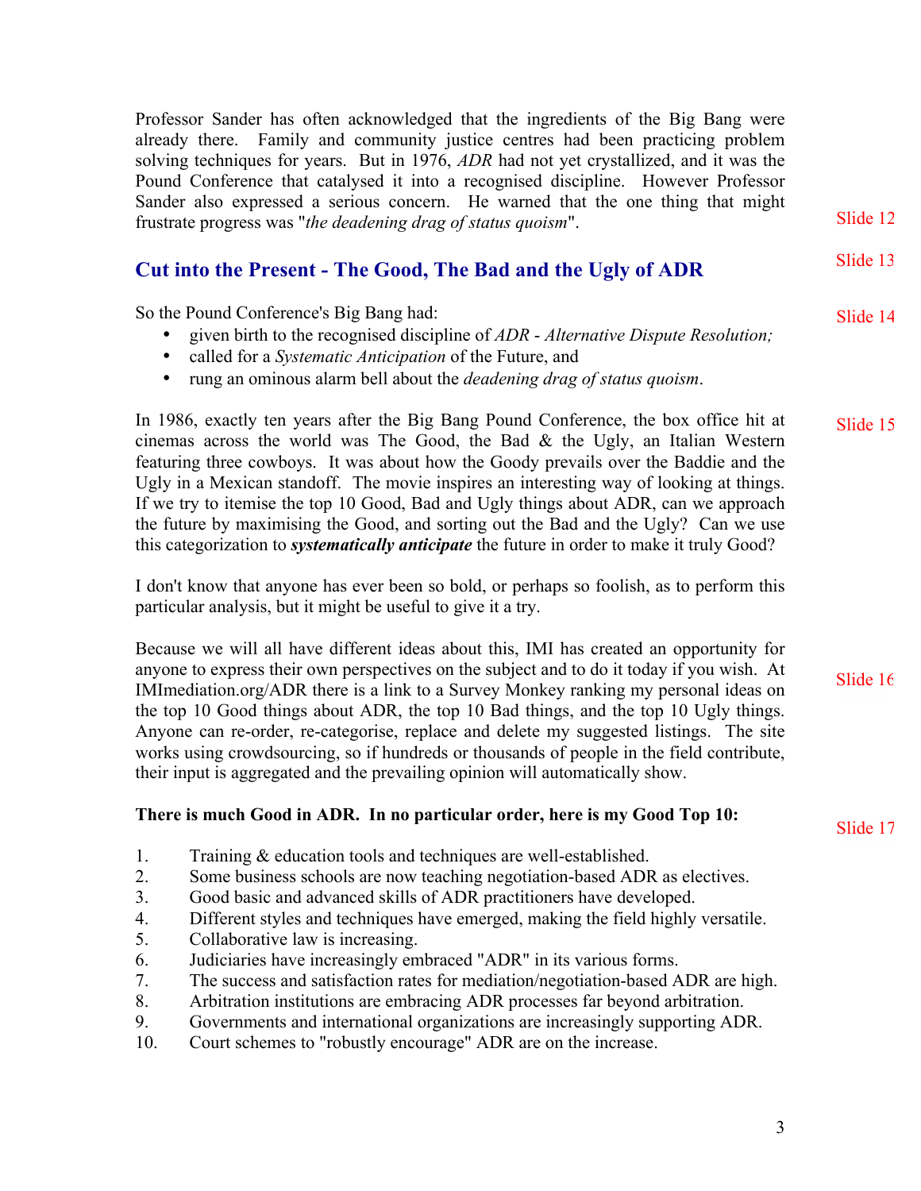Professor Sander has often acknowledged that the ingredients of the Big Bang were already there. Family and community justice centres had been practicing problem solving techniques for years. But in 1976, *ADR* had not yet crystallized, and it was the Pound Conference that catalysed it into a recognised discipline. However Professor Sander also expressed a serious concern. He warned that the one thing that might frustrate progress was "*the deadening drag of status quoism*". Slide 12

## Cut into the Present - The Good, The Bad and the Ugly of ADR

Slide 13

So the Pound Conference's Big Bang had: Slide 14

- given birth to the recognised discipline of *ADR* - *Alternative Dispute Resolution;*
- called for a *Systematic Anticipation* of the Future, and
- rung an ominous alarm bell about the *deadening drag of status quoism*.

In 1986, exactly ten years after the Big Bang Pound Conference, the box office hit at cinemas across the world was The Good, the Bad & the Ugly, an Italian Western featuring three cowboys. It was about how the Goody prevails over the Baddie and the Ugly in a Mexican standoff. The movie inspires an interesting way of looking at things. If we try to itemise the top 10 Good, Bad and Ugly things about ADR, can we approach the future by maximising the Good, and sorting out the Bad and the Ugly? Can we use this categorization to ***systematically anticipate*** the future in order to make it truly Good? Slide 15

I don't know that anyone has ever been so bold, or perhaps so foolish, as to perform this particular analysis, but it might be useful to give it a try.

Because we will all have different ideas about this, IMI has created an opportunity for anyone to express their own perspectives on the subject and to do it today if you wish. At IMImediation.org/ADR there is a link to a Survey Monkey ranking my personal ideas on the top 10 Good things about ADR, the top 10 Bad things, and the top 10 Ugly things. Anyone can re-order, re-categorise, replace and delete my suggested listings. The site works using crowdsourcing, so if hundreds or thousands of people in the field contribute, their input is aggregated and the prevailing opinion will automatically show. Slide 16

**There is much Good in ADR. In no particular order, here is my Good Top 10:** Slide 17

1. Training & education tools and techniques are well-established.
2. Some business schools are now teaching negotiation-based ADR as electives.
3. Good basic and advanced skills of ADR practitioners have developed.
4. Different styles and techniques have emerged, making the field highly versatile.
5. Collaborative law is increasing.
6. Judiciaries have increasingly embraced "ADR" in its various forms.
7. The success and satisfaction rates for mediation/negotiation-based ADR are high.
8. Arbitration institutions are embracing ADR processes far beyond arbitration.
9. Governments and international organizations are increasingly supporting ADR.
10. Court schemes to "robustly encourage" ADR are on the increase.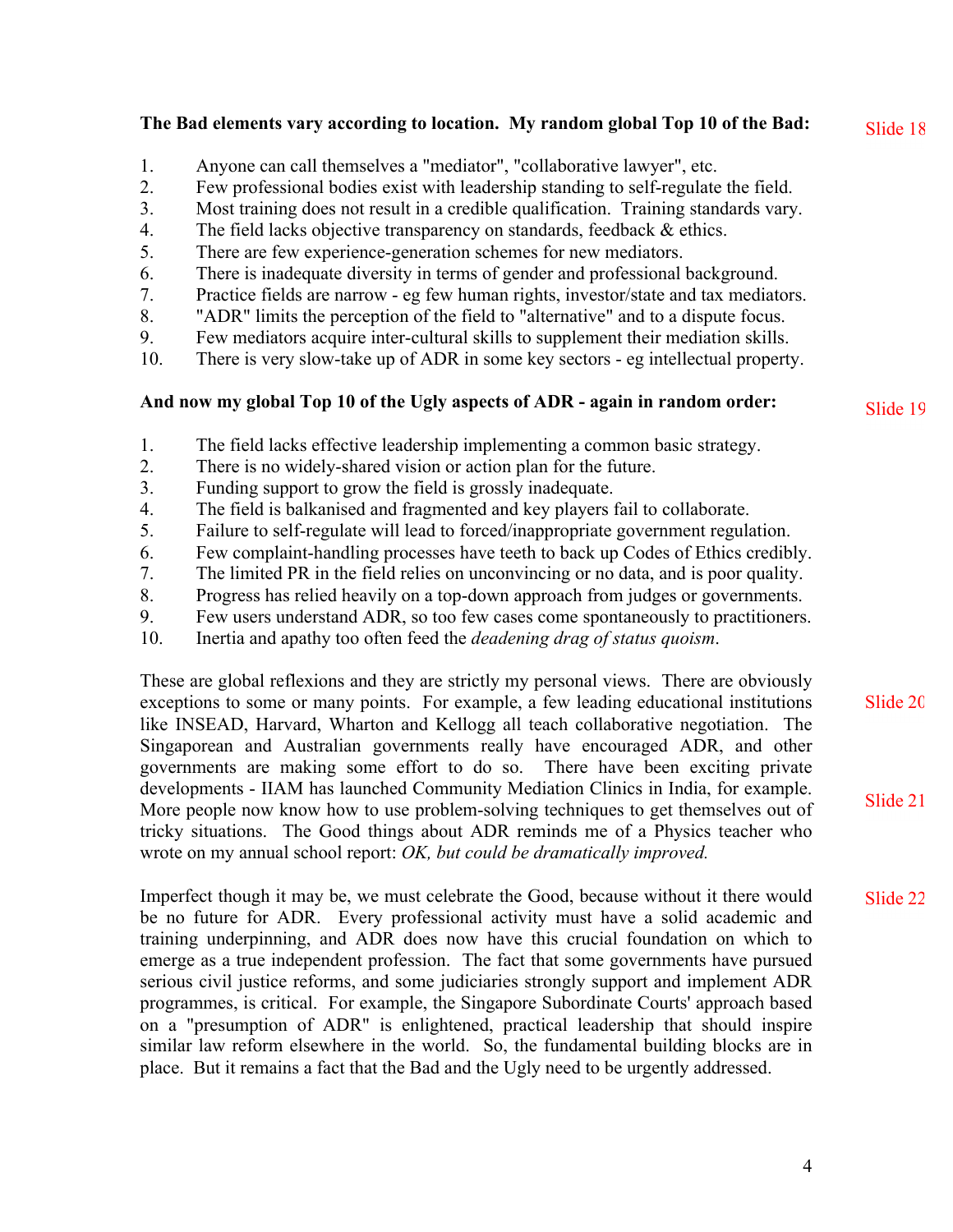**The Bad elements vary according to location. My random global Top 10 of the Bad:** Slide 18

1. Anyone can call themselves a "mediator", "collaborative lawyer", etc.
2. Few professional bodies exist with leadership standing to self-regulate the field.
3. Most training does not result in a credible qualification. Training standards vary.
4. The field lacks objective transparency on standards, feedback & ethics.
5. There are few experience-generation schemes for new mediators.
6. There is inadequate diversity in terms of gender and professional background.
7. Practice fields are narrow - eg few human rights, investor/state and tax mediators.
8. "ADR" limits the perception of the field to "alternative" and to a dispute focus.
9. Few mediators acquire inter-cultural skills to supplement their mediation skills.
10. There is very slow-take up of ADR in some key sectors - eg intellectual property.

**And now my global Top 10 of the Ugly aspects of ADR - again in random order:** Slide 19

1. The field lacks effective leadership implementing a common basic strategy.
2. There is no widely-shared vision or action plan for the future.
3. Funding support to grow the field is grossly inadequate.
4. The field is balkanised and fragmented and key players fail to collaborate.
5. Failure to self-regulate will lead to forced/inappropriate government regulation.
6. Few complaint-handling processes have teeth to back up Codes of Ethics credibly.
7. The limited PR in the field relies on unconvincing or no data, and is poor quality.
8. Progress has relied heavily on a top-down approach from judges or governments.
9. Few users understand ADR, so too few cases come spontaneously to practitioners.
10. Inertia and apathy too often feed the *deadening drag of status quoism*.

These are global reflexions and they are strictly my personal views. There are obviously exceptions to some or many points. For example, a few leading educational institutions like INSEAD, Harvard, Wharton and Kellogg all teach collaborative negotiation. The Singaporean and Australian governments really have encouraged ADR, and other governments are making some effort to do so. There have been exciting private developments - IIAM has launched Community Mediation Clinics in India, for example. More people now know how to use problem-solving techniques to get themselves out of tricky situations. The Good things about ADR reminds me of a Physics teacher who wrote on my annual school report: *OK, but could be dramatically improved.* Slide 20 Slide 21

Imperfect though it may be, we must celebrate the Good, because without it there would be no future for ADR. Every professional activity must have a solid academic and training underpinning, and ADR does now have this crucial foundation on which to emerge as a true independent profession. The fact that some governments have pursued serious civil justice reforms, and some judiciaries strongly support and implement ADR programmes, is critical. For example, the Singapore Subordinate Courts' approach based on a "presumption of ADR" is enlightened, practical leadership that should inspire similar law reform elsewhere in the world. So, the fundamental building blocks are in place. But it remains a fact that the Bad and the Ugly need to be urgently addressed. Slide 22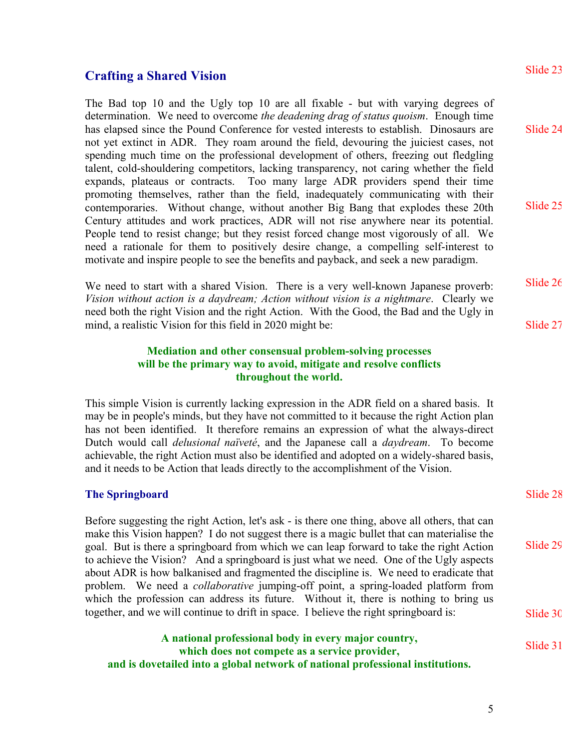## Crafting a Shared Vision

Slide 23

The Bad top 10 and the Ugly top 10 are all fixable - but with varying degrees of determination. We need to overcome *the deadening drag of status quoism*. Enough time has elapsed since the Pound Conference for vested interests to establish. Dinosaurs are not yet extinct in ADR. They roam around the field, devouring the juiciest cases, not spending much time on the professional development of others, freezing out fledgling talent, cold-shouldering competitors, lacking transparency, not caring whether the field expands, plateaus or contracts. Too many large ADR providers spend their time promoting themselves, rather than the field, inadequately communicating with their contemporaries. Without change, without another Big Bang that explodes these 20th Century attitudes and work practices, ADR will not rise anywhere near its potential. People tend to resist change; but they resist forced change most vigorously of all. We need a rationale for them to positively desire change, a compelling self-interest to motivate and inspire people to see the benefits and payback, and seek a new paradigm.

Slide 24

Slide 25

We need to start with a shared Vision. There is a very well-known Japanese proverb: *Vision without action is a daydream; Action without vision is a nightmare*. Clearly we need both the right Vision and the right Action. With the Good, the Bad and the Ugly in mind, a realistic Vision for this field in 2020 might be:

Slide 26

Slide 27

**Mediation and other consensual problem-solving processes will be the primary way to avoid, mitigate and resolve conflicts throughout the world.**

This simple Vision is currently lacking expression in the ADR field on a shared basis. It may be in people's minds, but they have not committed to it because the right Action plan has not been identified. It therefore remains an expression of what the always-direct Dutch would call *delusional naïveté*, and the Japanese call a *daydream*. To become achievable, the right Action must also be identified and adopted on a widely-shared basis, and it needs to be Action that leads directly to the accomplishment of the Vision.

### The Springboard

Slide 28

Before suggesting the right Action, let's ask - is there one thing, above all others, that can make this Vision happen? I do not suggest there is a magic bullet that can materialise the goal. But is there a springboard from which we can leap forward to take the right Action to achieve the Vision? And a springboard is just what we need. One of the Ugly aspects about ADR is how balkanised and fragmented the discipline is. We need to eradicate that problem. We need a *collaborative* jumping-off point, a spring-loaded platform from which the profession can address its future. Without it, there is nothing to bring us together, and we will continue to drift in space. I believe the right springboard is:

Slide 29

Slide 30

**A national professional body in every major country, which does not compete as a service provider, and is dovetailed into a global network of national professional institutions.**

Slide 31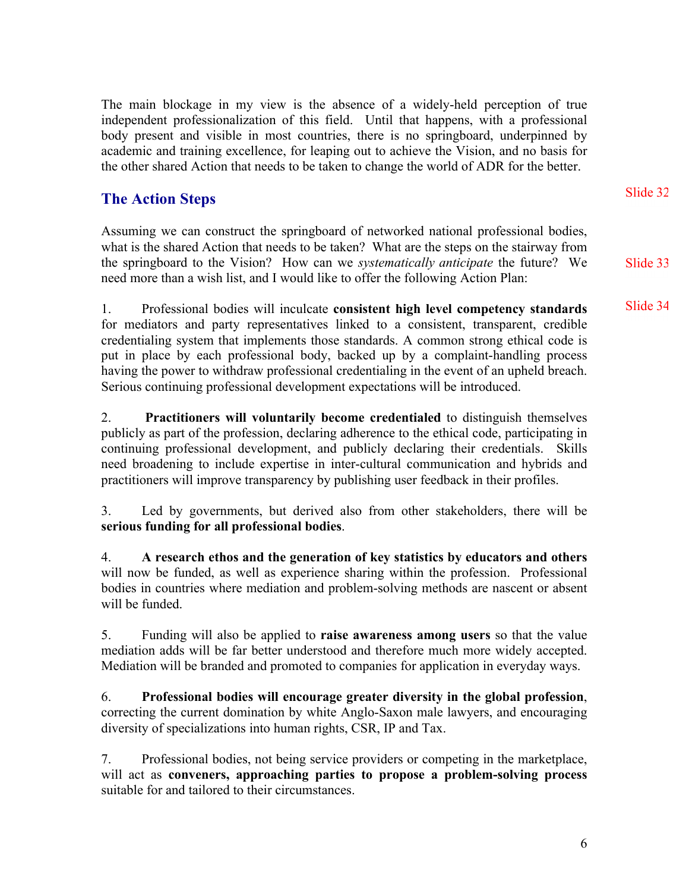The main blockage in my view is the absence of a widely-held perception of true independent professionalization of this field. Until that happens, with a professional body present and visible in most countries, there is no springboard, underpinned by academic and training excellence, for leaping out to achieve the Vision, and no basis for the other shared Action that needs to be taken to change the world of ADR for the better.

## The Action Steps

Slide 32

Assuming we can construct the springboard of networked national professional bodies, what is the shared Action that needs to be taken? What are the steps on the stairway from the springboard to the Vision? How can we *systematically anticipate* the future? We need more than a wish list, and I would like to offer the following Action Plan:

Slide 33

Slide 34

1. Professional bodies will inculcate **consistent high level competency standards** for mediators and party representatives linked to a consistent, transparent, credible credentialing system that implements those standards. A common strong ethical code is put in place by each professional body, backed up by a complaint-handling process having the power to withdraw professional credentialing in the event of an upheld breach. Serious continuing professional development expectations will be introduced.

2. **Practitioners will voluntarily become credentialed** to distinguish themselves publicly as part of the profession, declaring adherence to the ethical code, participating in continuing professional development, and publicly declaring their credentials. Skills need broadening to include expertise in inter-cultural communication and hybrids and practitioners will improve transparency by publishing user feedback in their profiles.

3. Led by governments, but derived also from other stakeholders, there will be **serious funding for all professional bodies**.

4. **A research ethos and the generation of key statistics by educators and others** will now be funded, as well as experience sharing within the profession. Professional bodies in countries where mediation and problem-solving methods are nascent or absent will be funded.

5. Funding will also be applied to **raise awareness among users** so that the value mediation adds will be far better understood and therefore much more widely accepted. Mediation will be branded and promoted to companies for application in everyday ways.

6. **Professional bodies will encourage greater diversity in the global profession**, correcting the current domination by white Anglo-Saxon male lawyers, and encouraging diversity of specializations into human rights, CSR, IP and Tax.

7. Professional bodies, not being service providers or competing in the marketplace, will act as **conveners, approaching parties to propose a problem-solving process** suitable for and tailored to their circumstances.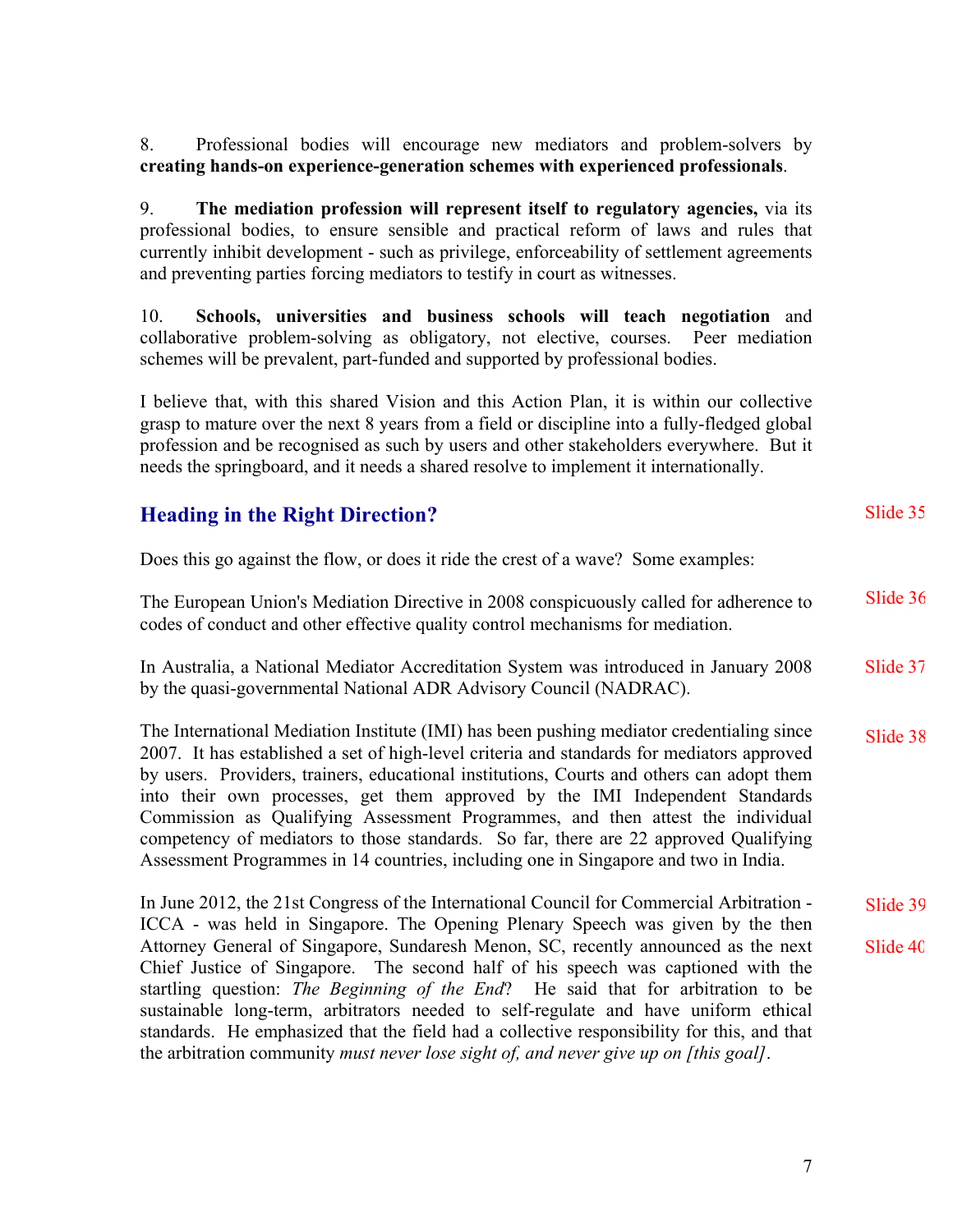8. Professional bodies will encourage new mediators and problem-solvers by **creating hands-on experience-generation schemes with experienced professionals**.

9. **The mediation profession will represent itself to regulatory agencies,** via its professional bodies, to ensure sensible and practical reform of laws and rules that currently inhibit development - such as privilege, enforceability of settlement agreements and preventing parties forcing mediators to testify in court as witnesses.

10. **Schools, universities and business schools will teach negotiation** and collaborative problem-solving as obligatory, not elective, courses. Peer mediation schemes will be prevalent, part-funded and supported by professional bodies.

I believe that, with this shared Vision and this Action Plan, it is within our collective grasp to mature over the next 8 years from a field or discipline into a fully-fledged global profession and be recognised as such by users and other stakeholders everywhere. But it needs the springboard, and it needs a shared resolve to implement it internationally.

## Heading in the Right Direction?

Slide 35

Does this go against the flow, or does it ride the crest of a wave? Some examples:

The European Union's Mediation Directive in 2008 conspicuously called for adherence to codes of conduct and other effective quality control mechanisms for mediation.

Slide 36

In Australia, a National Mediator Accreditation System was introduced in January 2008 by the quasi-governmental National ADR Advisory Council (NADRAC).

Slide 37

The International Mediation Institute (IMI) has been pushing mediator credentialing since 2007. It has established a set of high-level criteria and standards for mediators approved by users. Providers, trainers, educational institutions, Courts and others can adopt them into their own processes, get them approved by the IMI Independent Standards Commission as Qualifying Assessment Programmes, and then attest the individual competency of mediators to those standards. So far, there are 22 approved Qualifying Assessment Programmes in 14 countries, including one in Singapore and two in India.

Slide 38

In June 2012, the 21st Congress of the International Council for Commercial Arbitration - ICCA - was held in Singapore. The Opening Plenary Speech was given by the then Attorney General of Singapore, Sundaresh Menon, SC, recently announced as the next Chief Justice of Singapore. The second half of his speech was captioned with the startling question: *The Beginning of the End*? He said that for arbitration to be sustainable long-term, arbitrators needed to self-regulate and have uniform ethical standards. He emphasized that the field had a collective responsibility for this, and that the arbitration community *must never lose sight of, and never give up on [this goal]*.

Slide 39

Slide 40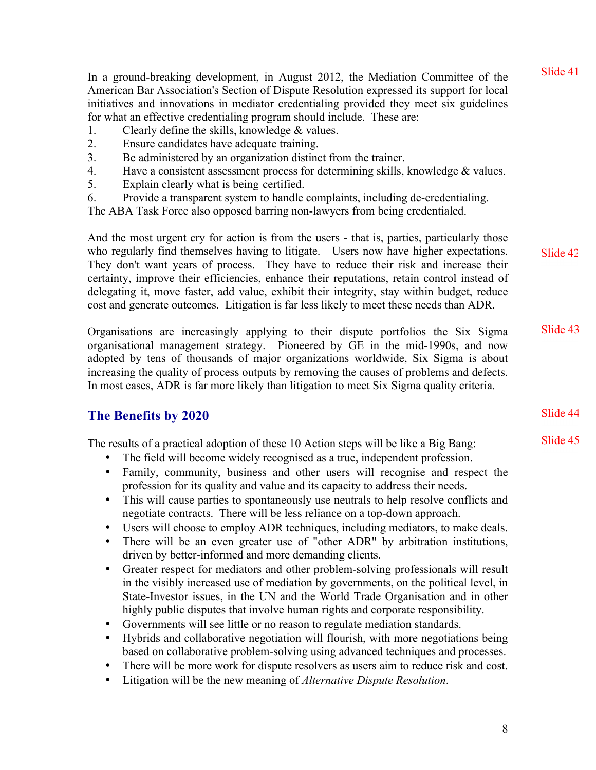In a ground-breaking development, in August 2012, the Mediation Committee of the American Bar Association's Section of Dispute Resolution expressed its support for local initiatives and innovations in mediator credentialing provided they meet six guidelines for what an effective credentialing program should include. These are:

1. Clearly define the skills, knowledge & values.
2. Ensure candidates have adequate training.
3. Be administered by an organization distinct from the trainer.
4. Have a consistent assessment process for determining skills, knowledge & values.
5. Explain clearly what is being certified.
6. Provide a transparent system to handle complaints, including de-credentialing.

The ABA Task Force also opposed barring non-lawyers from being credentialed.

Slide 41

And the most urgent cry for action is from the users - that is, parties, particularly those who regularly find themselves having to litigate. Users now have higher expectations. They don't want years of process. They have to reduce their risk and increase their certainty, improve their efficiencies, enhance their reputations, retain control instead of delegating it, move faster, add value, exhibit their integrity, stay within budget, reduce cost and generate outcomes. Litigation is far less likely to meet these needs than ADR.

Slide 42

Organisations are increasingly applying to their dispute portfolios the Six Sigma organisational management strategy. Pioneered by GE in the mid-1990s, and now adopted by tens of thousands of major organizations worldwide, Six Sigma is about increasing the quality of process outputs by removing the causes of problems and defects. In most cases, ADR is far more likely than litigation to meet Six Sigma quality criteria.

Slide 43

## The Benefits by 2020

Slide 44

The results of a practical adoption of these 10 Action steps will be like a Big Bang:

Slide 45

- The field will become widely recognised as a true, independent profession.
- Family, community, business and other users will recognise and respect the profession for its quality and value and its capacity to address their needs.
- This will cause parties to spontaneously use neutrals to help resolve conflicts and negotiate contracts. There will be less reliance on a top-down approach.
- Users will choose to employ ADR techniques, including mediators, to make deals.
- There will be an even greater use of "other ADR" by arbitration institutions, driven by better-informed and more demanding clients.
- Greater respect for mediators and other problem-solving professionals will result in the visibly increased use of mediation by governments, on the political level, in State-Investor issues, in the UN and the World Trade Organisation and in other highly public disputes that involve human rights and corporate responsibility.
- Governments will see little or no reason to regulate mediation standards.
- Hybrids and collaborative negotiation will flourish, with more negotiations being based on collaborative problem-solving using advanced techniques and processes.
- There will be more work for dispute resolvers as users aim to reduce risk and cost.
- Litigation will be the new meaning of *Alternative Dispute Resolution*.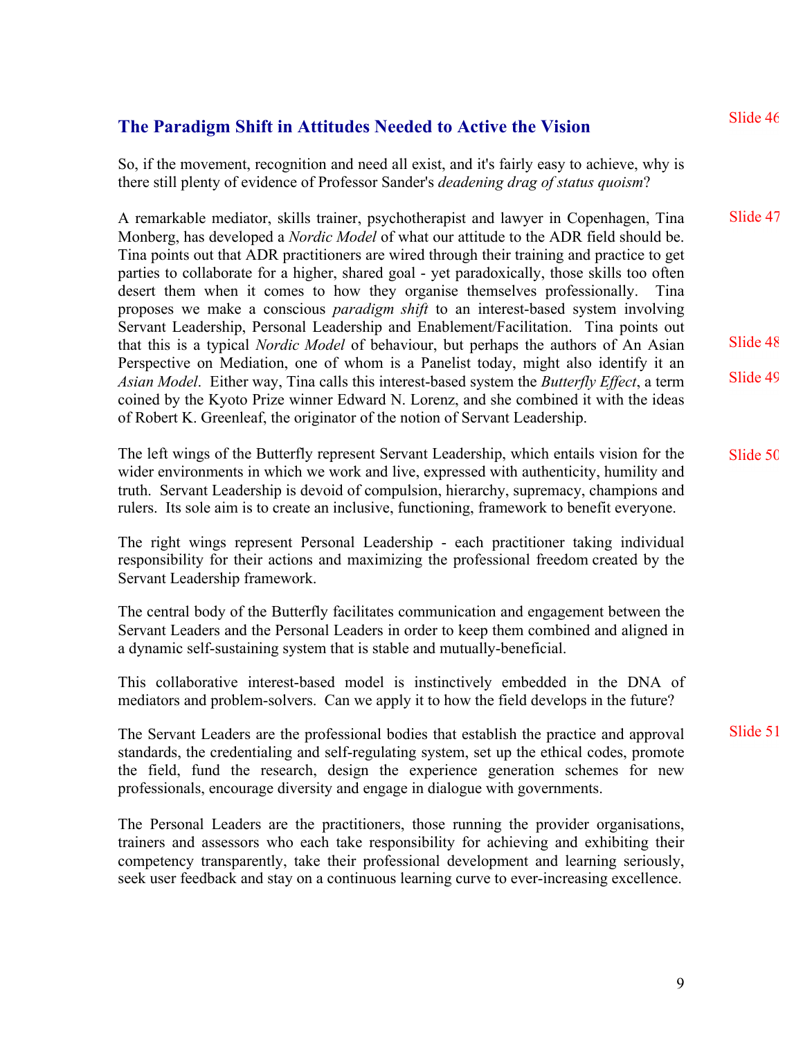## The Paradigm Shift in Attitudes Needed to Active the Vision

Slide 46

So, if the movement, recognition and need all exist, and it's fairly easy to achieve, why is there still plenty of evidence of Professor Sander's *deadening drag of status quoism*?

Slide 47

A remarkable mediator, skills trainer, psychotherapist and lawyer in Copenhagen, Tina Monberg, has developed a *Nordic Model* of what our attitude to the ADR field should be. Tina points out that ADR practitioners are wired through their training and practice to get parties to collaborate for a higher, shared goal - yet paradoxically, those skills too often desert them when it comes to how they organise themselves professionally. Tina proposes we make a conscious *paradigm shift* to an interest-based system involving Servant Leadership, Personal Leadership and Enablement/Facilitation. Tina points out that this is a typical *Nordic Model* of behaviour, but perhaps the authors of An Asian Perspective on Mediation, one of whom is a Panelist today, might also identify it an *Asian Model*. Either way, Tina calls this interest-based system the *Butterfly Effect*, a term coined by the Kyoto Prize winner Edward N. Lorenz, and she combined it with the ideas of Robert K. Greenleaf, the originator of the notion of Servant Leadership.

Slide 48

Slide 49

Slide 50

The left wings of the Butterfly represent Servant Leadership, which entails vision for the wider environments in which we work and live, expressed with authenticity, humility and truth. Servant Leadership is devoid of compulsion, hierarchy, supremacy, champions and rulers. Its sole aim is to create an inclusive, functioning, framework to benefit everyone.

The right wings represent Personal Leadership - each practitioner taking individual responsibility for their actions and maximizing the professional freedom created by the Servant Leadership framework.

The central body of the Butterfly facilitates communication and engagement between the Servant Leaders and the Personal Leaders in order to keep them combined and aligned in a dynamic self-sustaining system that is stable and mutually-beneficial.

This collaborative interest-based model is instinctively embedded in the DNA of mediators and problem-solvers. Can we apply it to how the field develops in the future?

Slide 51

The Servant Leaders are the professional bodies that establish the practice and approval standards, the credentialing and self-regulating system, set up the ethical codes, promote the field, fund the research, design the experience generation schemes for new professionals, encourage diversity and engage in dialogue with governments.

The Personal Leaders are the practitioners, those running the provider organisations, trainers and assessors who each take responsibility for achieving and exhibiting their competency transparently, take their professional development and learning seriously, seek user feedback and stay on a continuous learning curve to ever-increasing excellence.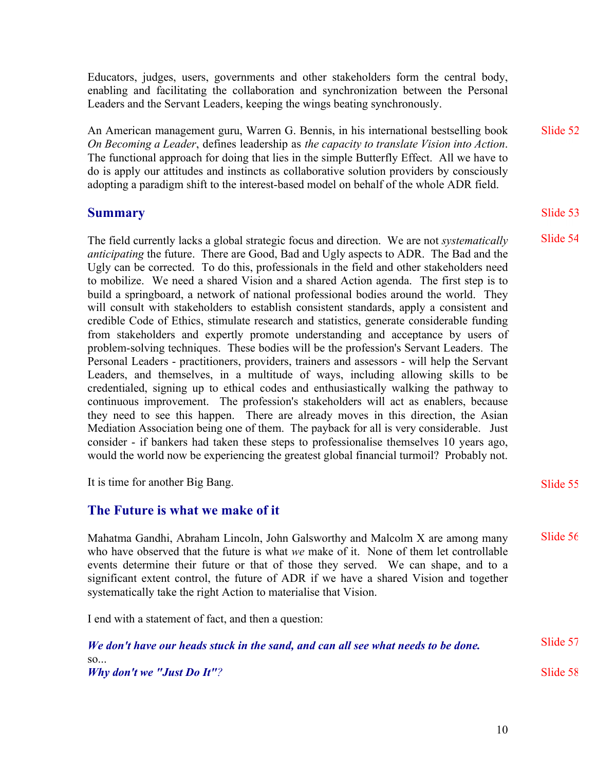Educators, judges, users, governments and other stakeholders form the central body, enabling and facilitating the collaboration and synchronization between the Personal Leaders and the Servant Leaders, keeping the wings beating synchronously.

An American management guru, Warren G. Bennis, in his international bestselling book *On Becoming a Leader*, defines leadership as *the capacity to translate Vision into Action*. The functional approach for doing that lies in the simple Butterfly Effect. All we have to do is apply our attitudes and instincts as collaborative solution providers by consciously adopting a paradigm shift to the interest-based model on behalf of the whole ADR field. Slide 52

## Summary

Slide 53

The field currently lacks a global strategic focus and direction. We are not *systematically anticipating* the future. There are Good, Bad and Ugly aspects to ADR. The Bad and the Ugly can be corrected. To do this, professionals in the field and other stakeholders need to mobilize. We need a shared Vision and a shared Action agenda. The first step is to build a springboard, a network of national professional bodies around the world. They will consult with stakeholders to establish consistent standards, apply a consistent and credible Code of Ethics, stimulate research and statistics, generate considerable funding from stakeholders and expertly promote understanding and acceptance by users of problem-solving techniques. These bodies will be the profession's Servant Leaders. The Personal Leaders - practitioners, providers, trainers and assessors - will help the Servant Leaders, and themselves, in a multitude of ways, including allowing skills to be credentialed, signing up to ethical codes and enthusiastically walking the pathway to continuous improvement. The profession's stakeholders will act as enablers, because they need to see this happen. There are already moves in this direction, the Asian Mediation Association being one of them. The payback for all is very considerable. Just consider - if bankers had taken these steps to professionalise themselves 10 years ago, would the world now be experiencing the greatest global financial turmoil? Probably not. Slide 54

It is time for another Big Bang. Slide 55

## The Future is what we make of it

Mahatma Gandhi, Abraham Lincoln, John Galsworthy and Malcolm X are among many who have observed that the future is what *we* make of it. None of them let controllable events determine their future or that of those they served. We can shape, and to a significant extent control, the future of ADR if we have a shared Vision and together systematically take the right Action to materialise that Vision. Slide 56

I end with a statement of fact, and then a question:

***We don't have our heads stuck in the sand, and can all see what needs to be done.*** Slide 57

so...

***Why don't we "Just Do It"?*** Slide 58